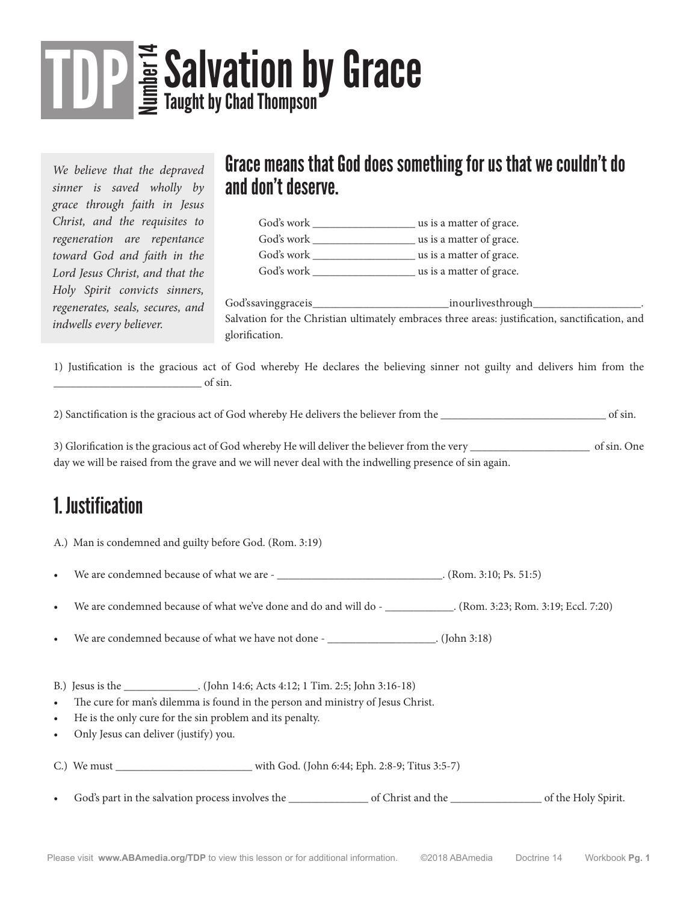# TDP Number 14 Salvation by Grace

Taught by Chad Thompson

*We believe that the depraved sinner is saved wholly by grace through faith in Jesus Christ, and the requisites to regeneration are repentance toward God and faith in the Lord Jesus Christ, and that the Holy Spirit convicts sinners, regenerates, seals, secures, and indwells every believer.*

## Grace means that God does something for us that we couldn't do and don't deserve.

God's work __________________ us is a matter of grace.
God's work __________________ us is a matter of grace.
God's work __________________ us is a matter of grace.
God's work __________________ us is a matter of grace.

God'ssavinggraceis________________________inourlivesthrough___________________.
Salvation for the Christian ultimately embraces three areas: justification, sanctification, and glorification.

1) Justification is the gracious act of God whereby He declares the believing sinner not guilty and delivers him from the __________________________ of sin.

2) Sanctification is the gracious act of God whereby He delivers the believer from the ______________________________ of sin.

3) Glorification is the gracious act of God whereby He will deliver the believer from the very _____________________ of sin. One day we will be raised from the grave and we will never deal with the indwelling presence of sin again.

## 1. Justification

A.) Man is condemned and guilty before God. (Rom. 3:19)

- We are condemned because of what we are - ______________________________. (Rom. 3:10; Ps. 51:5)
- We are condemned because of what we've done and do and will do - ____________. (Rom. 3:23; Rom. 3:19; Eccl. 7:20)
- We are condemned because of what we have not done - ___________________. (John 3:18)

B.) Jesus is the _____________. (John 14:6; Acts 4:12; 1 Tim. 2:5; John 3:16-18)

- The cure for man's dilemma is found in the person and ministry of Jesus Christ.
- He is the only cure for the sin problem and its penalty.
- Only Jesus can deliver (justify) you.

C.) We must ________________________ with God. (John 6:44; Eph. 2:8-9; Titus 3:5-7)

- God's part in the salvation process involves the ______________ of Christ and the ________________ of the Holy Spirit.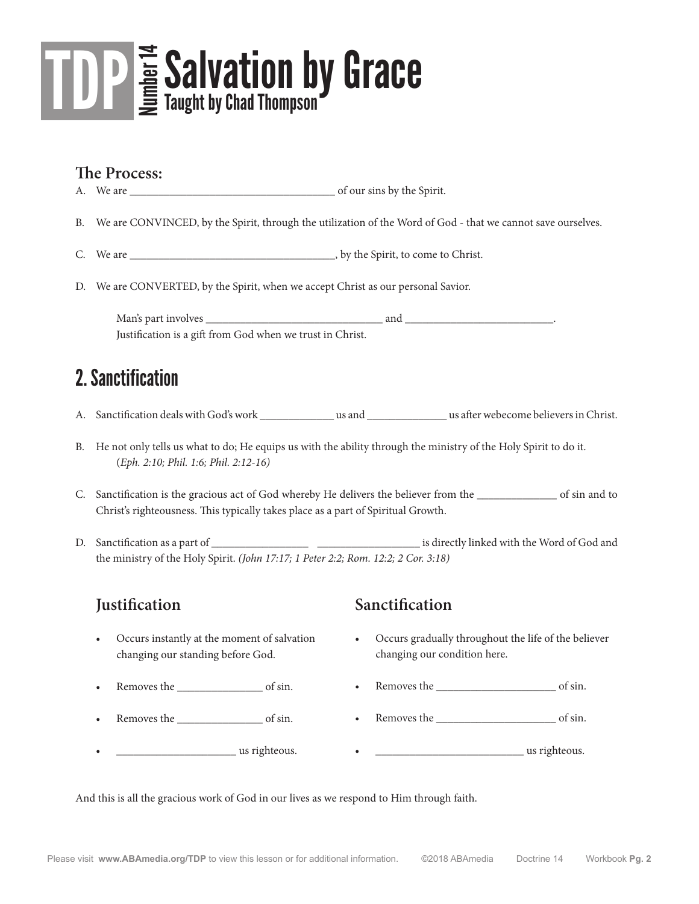# TDP Number 14 Salvation by Grace

Taught by Chad Thompson

### The Process:

A. We are ____________________________________ of our sins by the Spirit.

B. We are CONVINCED, by the Spirit, through the utilization of the Word of God - that we cannot save ourselves.

C. We are ____________________________________, by the Spirit, to come to Christ.

D. We are CONVERTED, by the Spirit, when we accept Christ as our personal Savior.

Man's part involves _______________________________ and ___________________________.
Justification is a gift from God when we trust in Christ.

## 2. Sanctification

A. Sanctification deals with God's work _____________ us and ______________ us after webecome believers in Christ.

B. He not only tells us what to do; He equips us with the ability through the ministry of the Holy Spirit to do it. (*Eph. 2:10; Phil. 1:6; Phil. 2:12-16)*

C. Sanctification is the gracious act of God whereby He delivers the believer from the ______________ of sin and to Christ's righteousness. This typically takes place as a part of Spiritual Growth.

D. Sanctification as a part of _________________ __________________ is directly linked with the Word of God and the ministry of the Holy Spirit. *(John 17:17; 1 Peter 2:2; Rom. 12:2; 2 Cor. 3:18)*

### Justification

- Occurs instantly at the moment of salvation changing our standing before God.
- Removes the _______________ of sin.
- Removes the _______________ of sin.
- _____________________ us righteous.

### Sanctification

- Occurs gradually throughout the life of the believer changing our condition here.
- Removes the _____________________ of sin.
- Removes the _____________________ of sin.
- __________________________ us righteous.

And this is all the gracious work of God in our lives as we respond to Him through faith.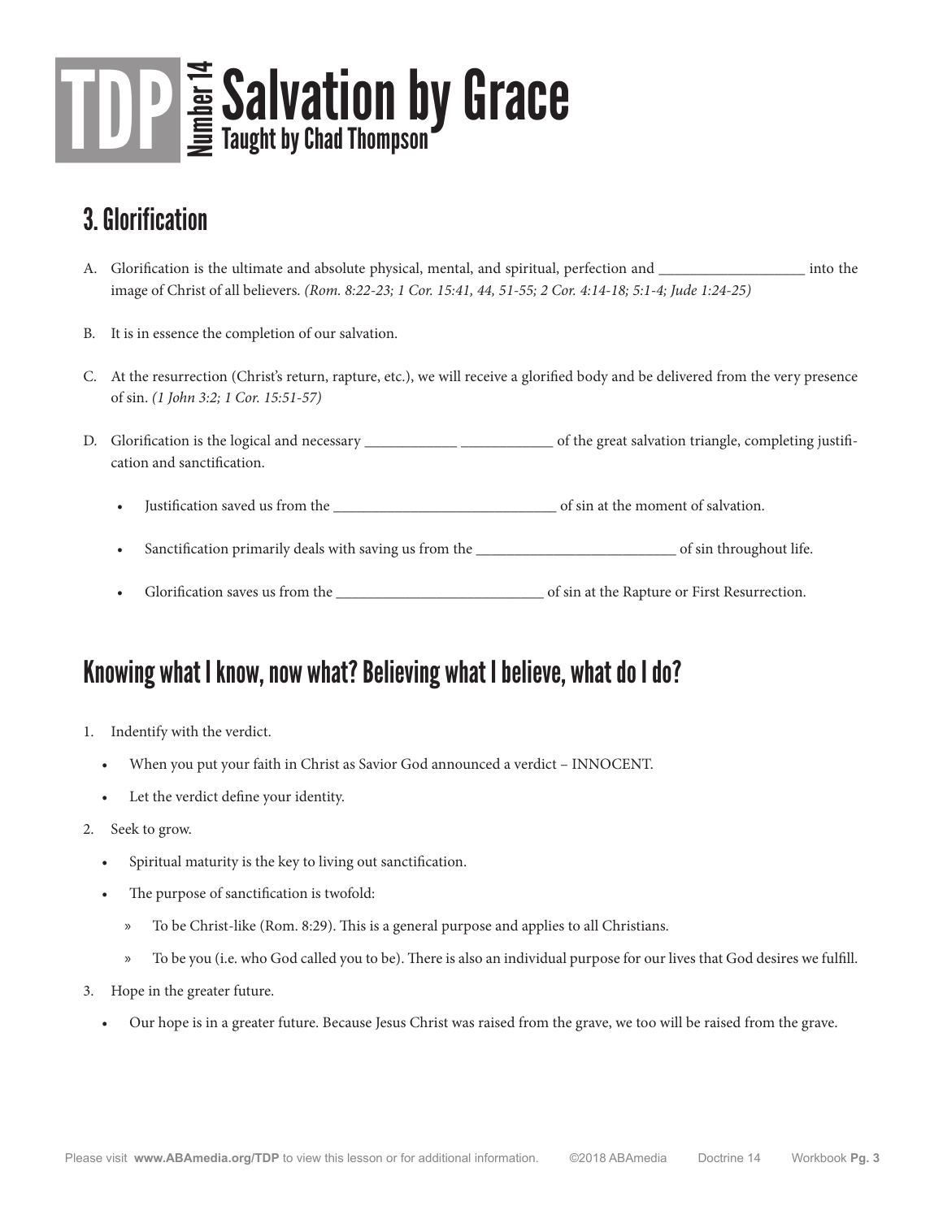# TDP Number 14 Salvation by Grace

Taught by Chad Thompson

## 3. Glorification

A. Glorification is the ultimate and absolute physical, mental, and spiritual, perfection and ___________________ into the image of Christ of all believers. *(Rom. 8:22-23; 1 Cor. 15:41, 44, 51-55; 2 Cor. 4:14-18; 5:1-4; Jude 1:24-25)*

B. It is in essence the completion of our salvation.

C. At the resurrection (Christ's return, rapture, etc.), we will receive a glorified body and be delivered from the very presence of sin. *(1 John 3:2; 1 Cor. 15:51-57)*

D. Glorification is the logical and necessary ____________ ____________ of the great salvation triangle, completing justification and sanctification.

- Justification saved us from the _____________________________ of sin at the moment of salvation.
- Sanctification primarily deals with saving us from the __________________________ of sin throughout life.
- Glorification saves us from the ___________________________ of sin at the Rapture or First Resurrection.

## Knowing what I know, now what? Believing what I believe, what do I do?

1. Indentify with the verdict.
   - When you put your faith in Christ as Savior God announced a verdict – INNOCENT.
   - Let the verdict define your identity.
2. Seek to grow.
   - Spiritual maturity is the key to living out sanctification.
   - The purpose of sanctification is twofold:
     - To be Christ-like (Rom. 8:29). This is a general purpose and applies to all Christians.
     - To be you (i.e. who God called you to be). There is also an individual purpose for our lives that God desires we fulfill.
3. Hope in the greater future.
   - Our hope is in a greater future. Because Jesus Christ was raised from the grave, we too will be raised from the grave.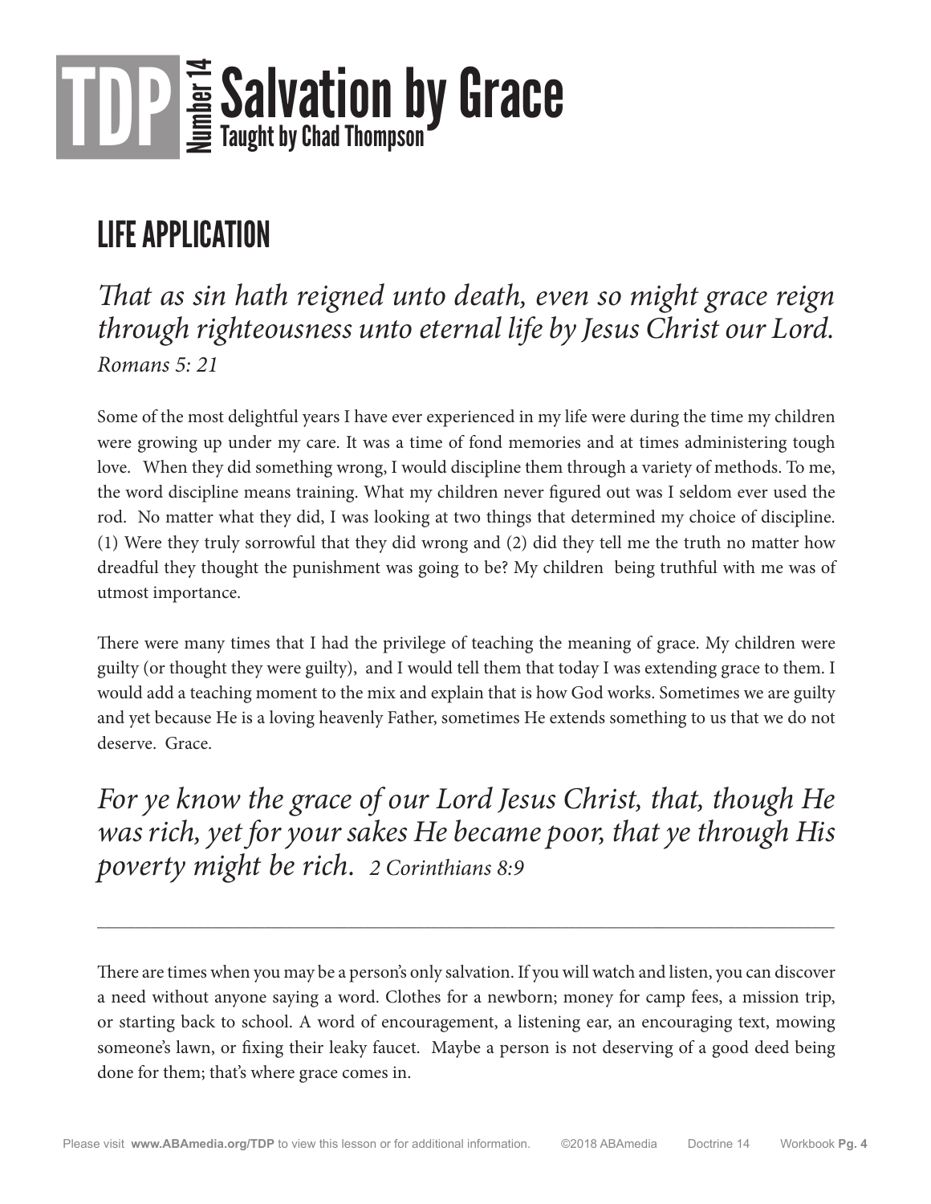# TDP Number 14 Salvation by Grace

Taught by Chad Thompson

## LIFE APPLICATION

*That as sin hath reigned unto death, even so might grace reign through righteousness unto eternal life by Jesus Christ our Lord.*
*Romans 5: 21*

Some of the most delightful years I have ever experienced in my life were during the time my children were growing up under my care. It was a time of fond memories and at times administering tough love. When they did something wrong, I would discipline them through a variety of methods. To me, the word discipline means training. What my children never figured out was I seldom ever used the rod. No matter what they did, I was looking at two things that determined my choice of discipline. (1) Were they truly sorrowful that they did wrong and (2) did they tell me the truth no matter how dreadful they thought the punishment was going to be? My children being truthful with me was of utmost importance.

There were many times that I had the privilege of teaching the meaning of grace. My children were guilty (or thought they were guilty), and I would tell them that today I was extending grace to them. I would add a teaching moment to the mix and explain that is how God works. Sometimes we are guilty and yet because He is a loving heavenly Father, sometimes He extends something to us that we do not deserve. Grace.

*For ye know the grace of our Lord Jesus Christ, that, though He was rich, yet for your sakes He became poor, that ye through His poverty might be rich. 2 Corinthians 8:9*

---

There are times when you may be a person's only salvation. If you will watch and listen, you can discover a need without anyone saying a word. Clothes for a newborn; money for camp fees, a mission trip, or starting back to school. A word of encouragement, a listening ear, an encouraging text, mowing someone's lawn, or fixing their leaky faucet. Maybe a person is not deserving of a good deed being done for them; that's where grace comes in.